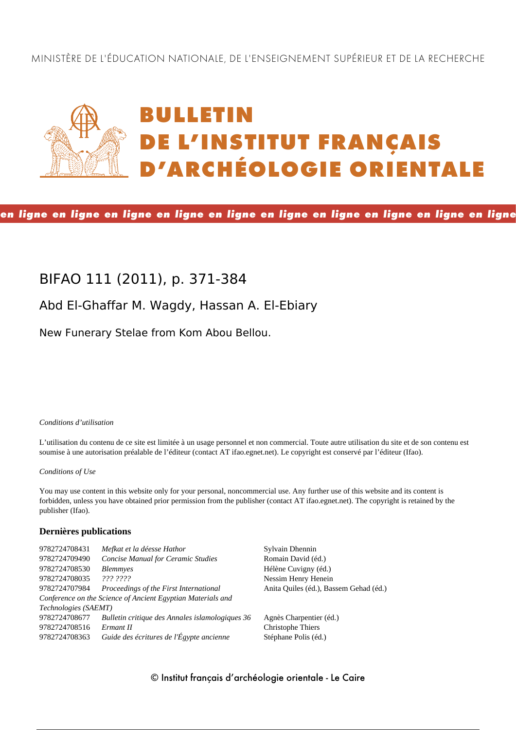MINISTÈRE DE L'ÉDUCATION NATIONALE, DE L'ENSEIGNEMENT SUPÉRIEUR ET DE LA RECHERCHE

# BULLETIN DE L'INSTITUT FRANÇAIS D'ARCHÉOLOGIE ORIENTALE

**en ligne en ligne en ligne en ligne en ligne en ligne en ligne en ligne en ligne en ligne**

## BIFAO 111 (2011), p. 371-384

### Abd El-Ghaffar M. Wagdy, Hassan A. El-Ebiary

New Funerary Stelae from Kom Abou Bellou.

*Conditions d'utilisation*

L'utilisation du contenu de ce site est limitée à un usage personnel et non commercial. Toute autre utilisation du site et de son contenu est soumise à une autorisation préalable de l'éditeur (contact AT ifao.egnet.net). Le copyright est conservé par l'éditeur (Ifao).

*Conditions of Use*

You may use content in this website only for your personal, noncommercial use. Any further use of this website and its content is forbidden, unless you have obtained prior permission from the publisher (contact AT ifao.egnet.net). The copyright is retained by the publisher (Ifao).

**Dernières publications**

| | | |
|---|---|---|
| 9782724708431 | *Mefkat et la déesse Hathor* | Sylvain Dhennin |
| 9782724709490 | *Concise Manual for Ceramic Studies* | Romain David (éd.) |
| 9782724708530 | *Blemmyes* | Hélène Cuvigny (éd.) |
| 9782724708035 | *??? ????* | Nessim Henry Henein |
| 9782724707984 | *Proceedings of the First International Conference on the Science of Ancient Egyptian Materials and Technologies (SAEMT)* | Anita Quiles (éd.), Bassem Gehad (éd.) |
| 9782724708677 | *Bulletin critique des Annales islamologiques 36* | Agnès Charpentier (éd.) |
| 9782724708516 | *Ermant II* | Christophe Thiers |
| 9782724708363 | *Guide des écritures de l'Égypte ancienne* | Stéphane Polis (éd.) |

© Institut français d'archéologie orientale - Le Caire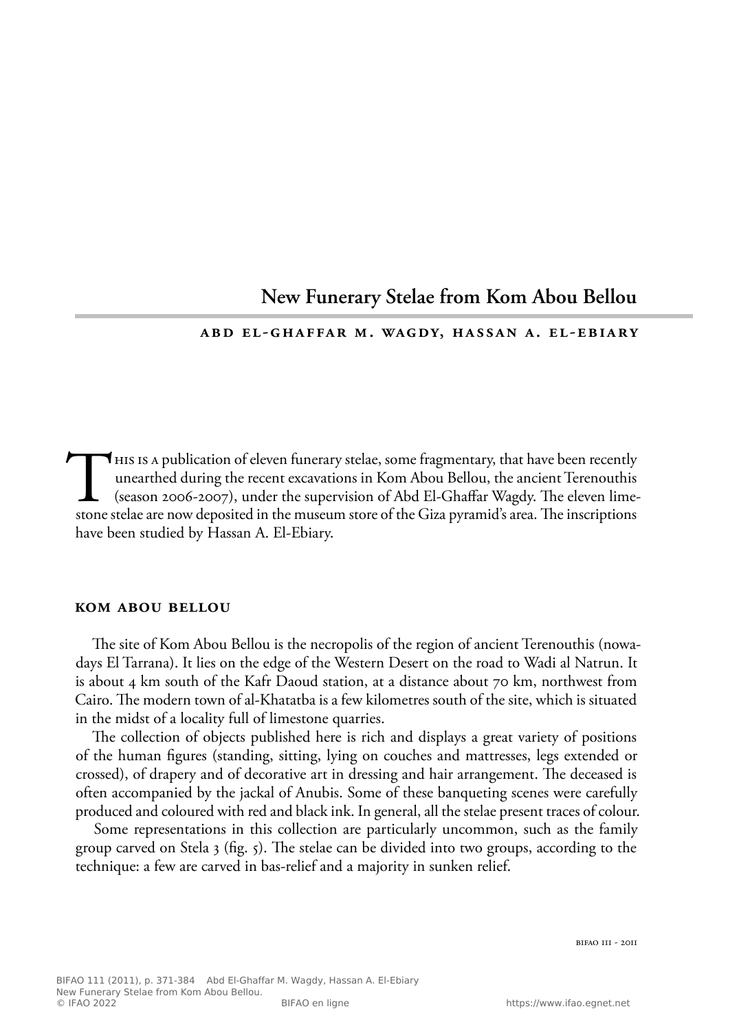# New Funerary Stelae from Kom Abou Bellou

**ABD EL-GHAFFAR M. WAGDY, HASSAN A. EL-EBIARY**

This is a publication of eleven funerary stelae, some fragmentary, that have been recently unearthed during the recent excavations in Kom Abou Bellou, the ancient Terenouthis (season 2006-2007), under the supervision of Abd El-Ghaffar Wagdy. The eleven limestone stelae are now deposited in the museum store of the Giza pyramid's area. The inscriptions have been studied by Hassan A. El-Ebiary.

## KOM ABOU BELLOU

The site of Kom Abou Bellou is the necropolis of the region of ancient Terenouthis (nowadays El Tarrana). It lies on the edge of the Western Desert on the road to Wadi al Natrun. It is about 4 km south of the Kafr Daoud station, at a distance about 70 km, northwest from Cairo. The modern town of al-Khatatba is a few kilometres south of the site, which is situated in the midst of a locality full of limestone quarries.

The collection of objects published here is rich and displays a great variety of positions of the human figures (standing, sitting, lying on couches and mattresses, legs extended or crossed), of drapery and of decorative art in dressing and hair arrangement. The deceased is often accompanied by the jackal of Anubis. Some of these banqueting scenes were carefully produced and coloured with red and black ink. In general, all the stelae present traces of colour.

Some representations in this collection are particularly uncommon, such as the family group carved on Stela 3 (fig. 5). The stelae can be divided into two groups, according to the technique: a few are carved in bas-relief and a majority in sunken relief.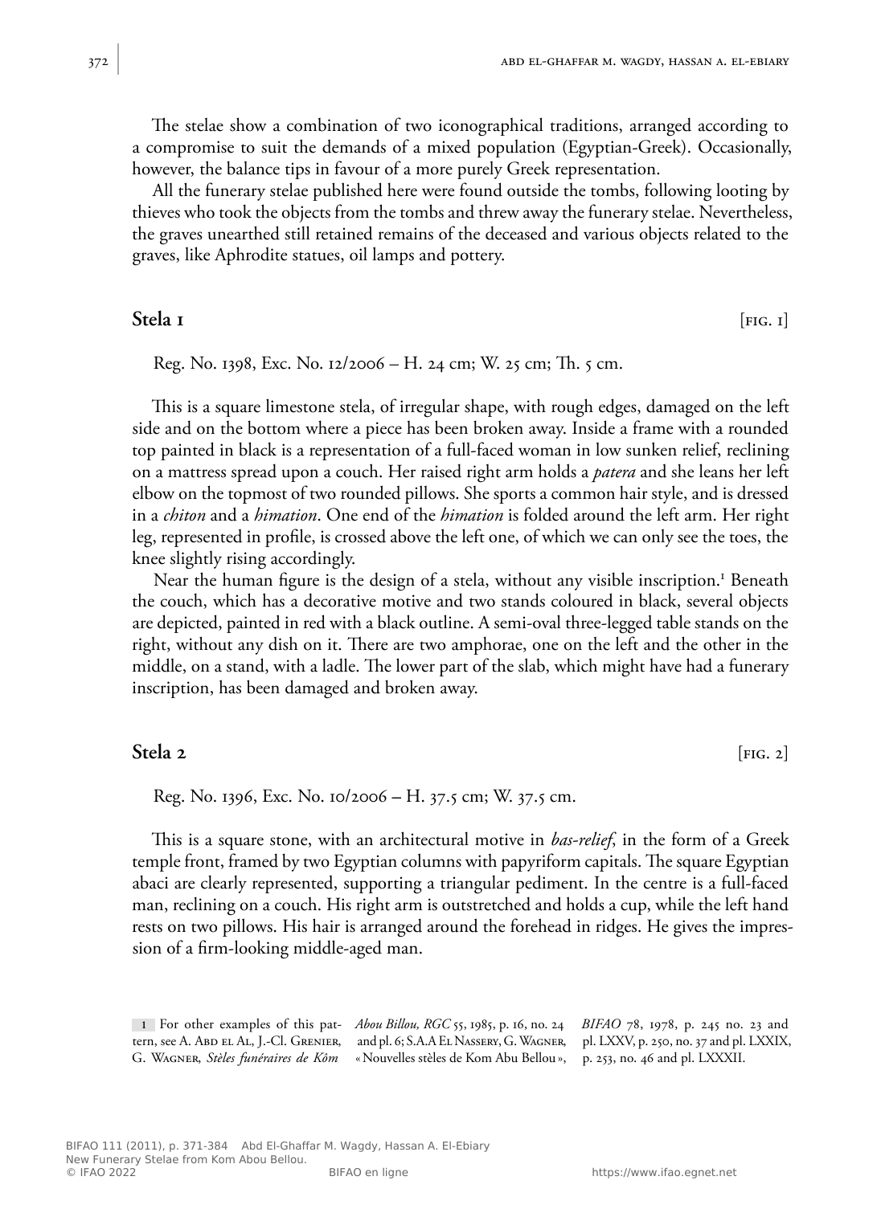The stelae show a combination of two iconographical traditions, arranged according to a compromise to suit the demands of a mixed population (Egyptian-Greek). Occasionally, however, the balance tips in favour of a more purely Greek representation.

All the funerary stelae published here were found outside the tombs, following looting by thieves who took the objects from the tombs and threw away the funerary stelae. Nevertheless, the graves unearthed still retained remains of the deceased and various objects related to the graves, like Aphrodite statues, oil lamps and pottery.

## Stela 1 [FIG. 1]

Reg. No. 1398, Exc. No. 12/2006 – H. 24 cm; W. 25 cm; Th. 5 cm.

This is a square limestone stela, of irregular shape, with rough edges, damaged on the left side and on the bottom where a piece has been broken away. Inside a frame with a rounded top painted in black is a representation of a full-faced woman in low sunken relief, reclining on a mattress spread upon a couch. Her raised right arm holds a *patera* and she leans her left elbow on the topmost of two rounded pillows. She sports a common hair style, and is dressed in a *chiton* and a *himation*. One end of the *himation* is folded around the left arm. Her right leg, represented in profile, is crossed above the left one, of which we can only see the toes, the knee slightly rising accordingly.

Near the human figure is the design of a stela, without any visible inscription.[1] Beneath the couch, which has a decorative motive and two stands coloured in black, several objects are depicted, painted in red with a black outline. A semi-oval three-legged table stands on the right, without any dish on it. There are two amphorae, one on the left and the other in the middle, on a stand, with a ladle. The lower part of the slab, which might have had a funerary inscription, has been damaged and broken away.

## Stela 2 [FIG. 2]

Reg. No. 1396, Exc. No. 10/2006 – H. 37.5 cm; W. 37.5 cm.

This is a square stone, with an architectural motive in *bas-relief*, in the form of a Greek temple front, framed by two Egyptian columns with papyriform capitals. The square Egyptian abaci are clearly represented, supporting a triangular pediment. In the centre is a full-faced man, reclining on a couch. His right arm is outstretched and holds a cup, while the left hand rests on two pillows. His hair is arranged around the forehead in ridges. He gives the impression of a firm-looking middle-aged man.

---

1 For other examples of this pattern, see A. Abd el Al, J.-Cl. Grenier, G. Wagner, *Stèles funéraires de Kôm Abou Billou, RGC* 55, 1985, p. 16, no. 24 and pl. 6; S.A.A El Nassery, G. Wagner, « Nouvelles stèles de Kom Abu Bellou », *BIFAO* 78, 1978, p. 245 no. 23 and pl. LXXV, p. 250, no. 37 and pl. LXXIX, p. 253, no. 46 and pl. LXXXII.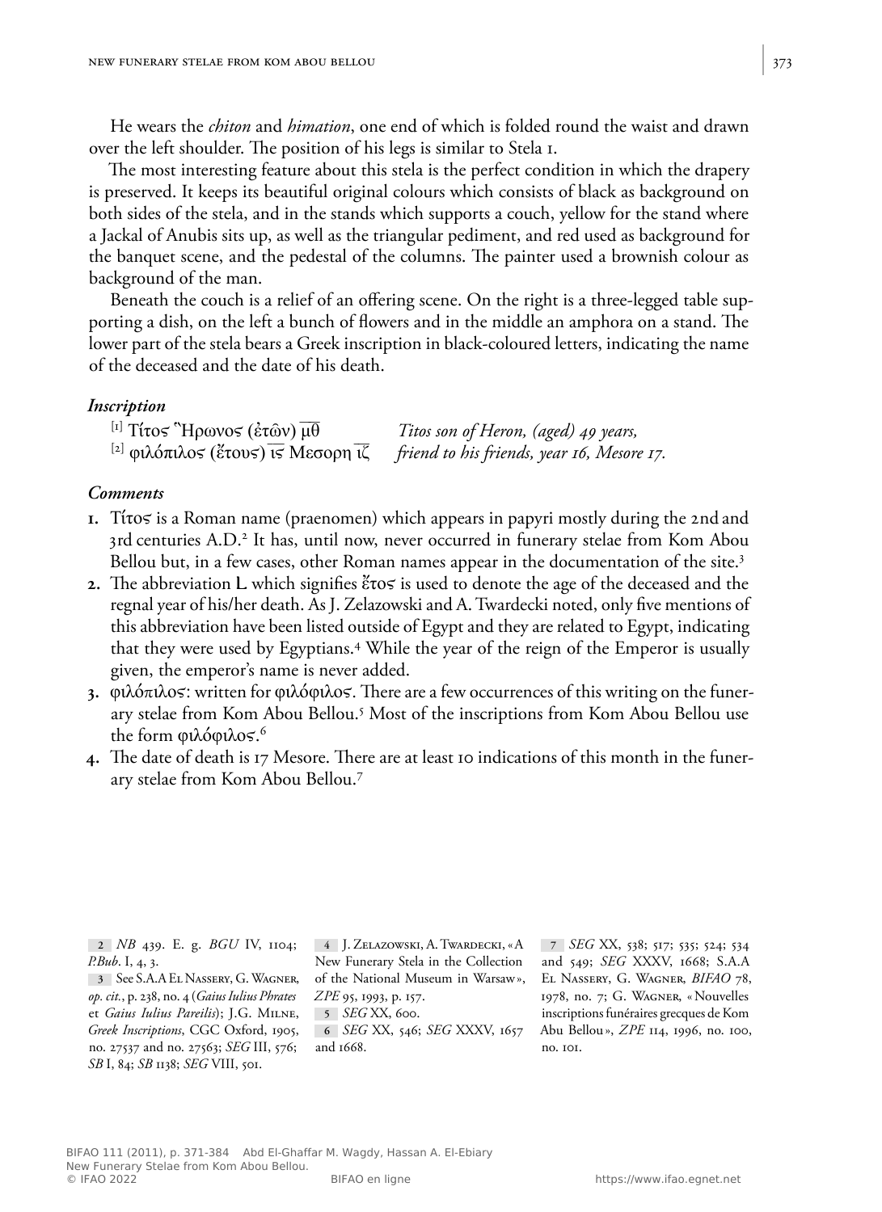He wears the *chiton* and *himation*, one end of which is folded round the waist and drawn over the left shoulder. The position of his legs is similar to Stela 1.

The most interesting feature about this stela is the perfect condition in which the drapery is preserved. It keeps its beautiful original colours which consists of black as background on both sides of the stela, and in the stands which supports a couch, yellow for the stand where a Jackal of Anubis sits up, as well as the triangular pediment, and red used as background for the banquet scene, and the pedestal of the columns. The painter used a brownish colour as background of the man.

Beneath the couch is a relief of an offering scene. On the right is a three-legged table supporting a dish, on the left a bunch of flowers and in the middle an amphora on a stand. The lower part of the stela bears a Greek inscription in black-coloured letters, indicating the name of the deceased and the date of his death.

### *Inscription*

| | |
|---|---|
| [1] Τίτος Ἥρωνος (ἐτῶν) μθ | *Titos son of Heron, (aged) 49 years,* |
| [2] φιλόπιλος (ἔτους) ις Μεσορη ιζ | *friend to his friends, year 16, Mesore 17.* |

### *Comments*

1. Τίτος is a Roman name (praenomen) which appears in papyri mostly during the 2nd and 3rd centuries A.D.[2] It has, until now, never occurred in funerary stelae from Kom Abou Bellou but, in a few cases, other Roman names appear in the documentation of the site.[3]
2. The abbreviation L which signifies ἔτος is used to denote the age of the deceased and the regnal year of his/her death. As J. Zelazowski and A. Twardecki noted, only five mentions of this abbreviation have been listed outside of Egypt and they are related to Egypt, indicating that they were used by Egyptians.[4] While the year of the reign of the Emperor is usually given, the emperor's name is never added.
3. φιλόπιλος: written for φιλόφιλος. There are a few occurrences of this writing on the funerary stelae from Kom Abou Bellou.[5] Most of the inscriptions from Kom Abou Bellou use the form φιλόφιλος.[6]
4. The date of death is 17 Mesore. There are at least 10 indications of this month in the funerary stelae from Kom Abou Bellou.[7]

---

2 *NB* 439. E. g. *BGU* IV, 1104; *P.Bub*. I, 4, 3.

3 See S.A.A El Nassery, G. Wagner, *op. cit.*, p. 238, no. 4 (*Gaius Iulius Phrates* et *Gaius Iulius Pareilis*); J.G. Milne, *Greek Inscriptions*, CGC Oxford, 1905, no. 27537 and no. 27563; *SEG* III, 576; *SB* I, 84; *SB* 1138; *SEG* VIII, 501.

4 J. Zelazowski, A. Twardecki, « A New Funerary Stela in the Collection of the National Museum in Warsaw », *ZPE* 95, 1993, p. 157.

5 *SEG* XX, 600.

6 *SEG* XX, 546; *SEG* XXXV, 1657 and 1668.

7 *SEG* XX, 538; 517; 535; 524; 534 and 549; *SEG* XXXV, 1668; S.A.A El Nassery, G. Wagner, *BIFAO* 78, 1978, no. 7; G. Wagner, « Nouvelles inscriptions funéraires grecques de Kom Abu Bellou », *ZPE* 114, 1996, no. 100, no. 101.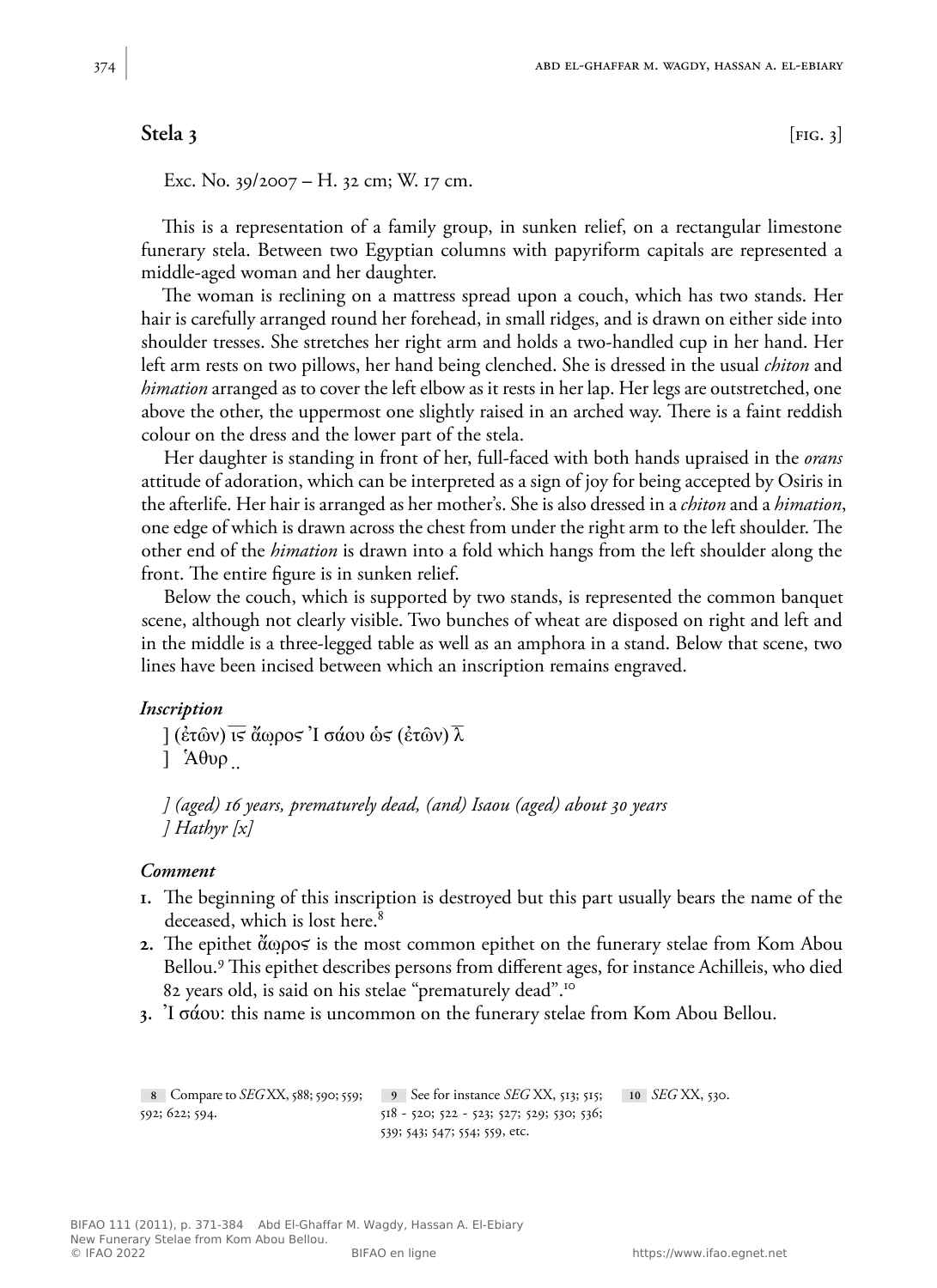## Stela 3 [fig. 3]

Exc. No. 39/2007 – H. 32 cm; W. 17 cm.

This is a representation of a family group, in sunken relief, on a rectangular limestone funerary stela. Between two Egyptian columns with papyriform capitals are represented a middle-aged woman and her daughter.

The woman is reclining on a mattress spread upon a couch, which has two stands. Her hair is carefully arranged round her forehead, in small ridges, and is drawn on either side into shoulder tresses. She stretches her right arm and holds a two-handled cup in her hand. Her left arm rests on two pillows, her hand being clenched. She is dressed in the usual *chiton* and *himation* arranged as to cover the left elbow as it rests in her lap. Her legs are outstretched, one above the other, the uppermost one slightly raised in an arched way. There is a faint reddish colour on the dress and the lower part of the stela.

Her daughter is standing in front of her, full-faced with both hands upraised in the *orans* attitude of adoration, which can be interpreted as a sign of joy for being accepted by Osiris in the afterlife. Her hair is arranged as her mother's. She is also dressed in a *chiton* and a *himation*, one edge of which is drawn across the chest from under the right arm to the left shoulder. The other end of the *himation* is drawn into a fold which hangs from the left shoulder along the front. The entire figure is in sunken relief.

Below the couch, which is supported by two stands, is represented the common banquet scene, although not clearly visible. Two bunches of wheat are disposed on right and left and in the middle is a three-legged table as well as an amphora in a stand. Below that scene, two lines have been incised between which an inscription remains engraved.

### *Inscription*

] (ἐτῶν) ι̅ϛ̅ ἄω̣ρος Ἰ σάου ὡς (ἐτῶν) λ̅
] Ἁθυρ ̣ ̣

*] (aged) 16 years, prematurely dead, (and) Isaou (aged) about 30 years*
*] Hathyr [x]*

### *Comment*

1. The beginning of this inscription is destroyed but this part usually bears the name of the deceased, which is lost here.[8]
2. The epithet ἄωρος is the most common epithet on the funerary stelae from Kom Abou Bellou.[9] This epithet describes persons from different ages, for instance Achilleis, who died 82 years old, is said on his stelae "prematurely dead".[10]
3. Ἰ σάου: this name is uncommon on the funerary stelae from Kom Abou Bellou.

8 Compare to *SEG* XX, 588; 590; 559; 592; 622; 594.

9 See for instance *SEG* XX, 513; 515; 518 - 520; 522 - 523; 527; 529; 530; 536; 539; 543; 547; 554; 559, etc.

10 *SEG* XX, 530.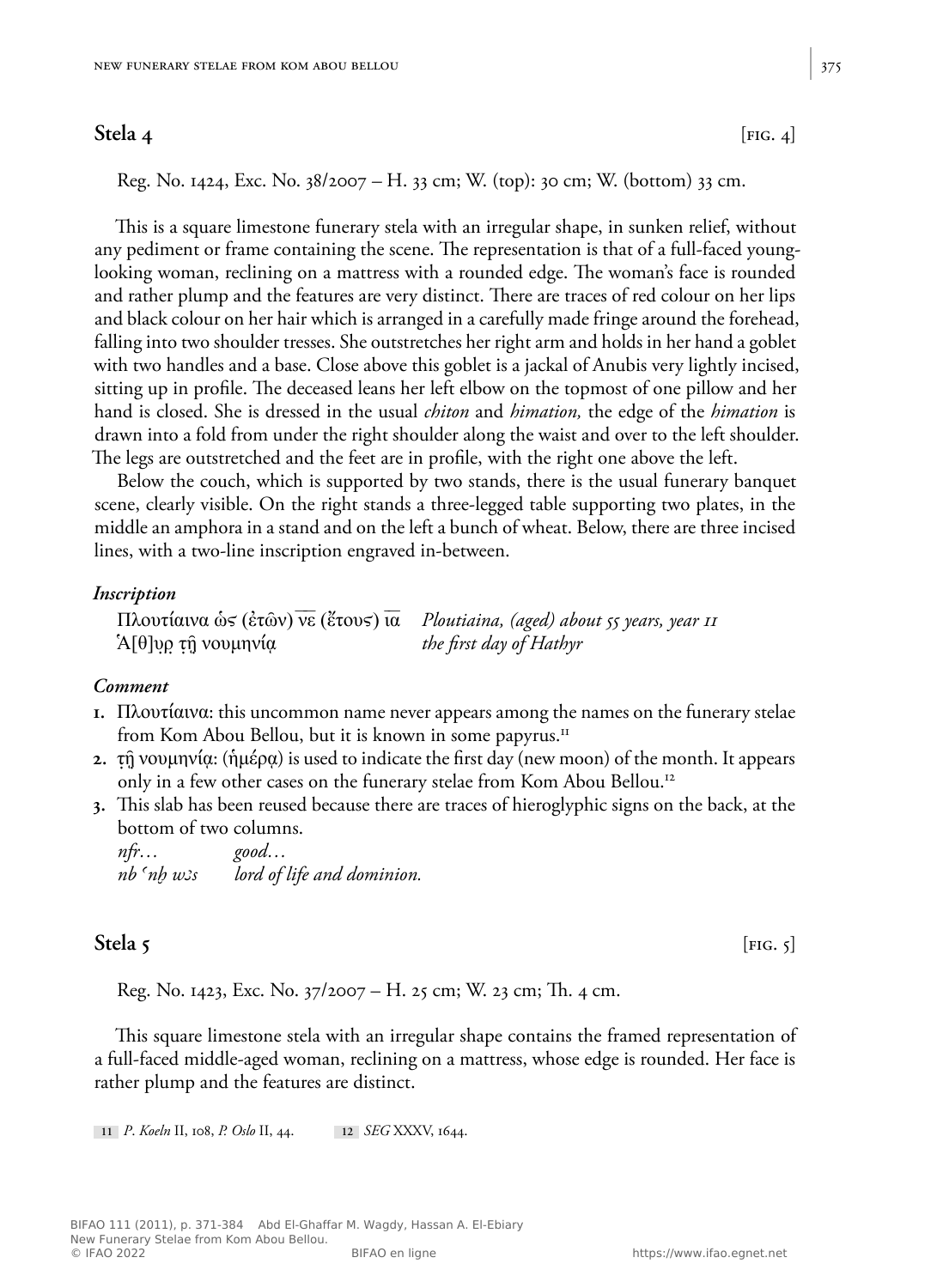## Stela 4

[FIG. 4]

Reg. No. 1424, Exc. No. 38/2007 – H. 33 cm; W. (top): 30 cm; W. (bottom) 33 cm.

This is a square limestone funerary stela with an irregular shape, in sunken relief, without any pediment or frame containing the scene. The representation is that of a full-faced young-looking woman, reclining on a mattress with a rounded edge. The woman's face is rounded and rather plump and the features are very distinct. There are traces of red colour on her lips and black colour on her hair which is arranged in a carefully made fringe around the forehead, falling into two shoulder tresses. She outstretches her right arm and holds in her hand a goblet with two handles and a base. Close above this goblet is a jackal of Anubis very lightly incised, sitting up in profile. The deceased leans her left elbow on the topmost of one pillow and her hand is closed. She is dressed in the usual *chiton* and *himation,* the edge of the *himation* is drawn into a fold from under the right shoulder along the waist and over to the left shoulder. The legs are outstretched and the feet are in profile, with the right one above the left.

Below the couch, which is supported by two stands, there is the usual funerary banquet scene, clearly visible. On the right stands a three-legged table supporting two plates, in the middle an amphora in a stand and on the left a bunch of wheat. Below, there are three incised lines, with a two-line inscription engraved in-between.

### *Inscription*

| | |
|---|---|
| Πλουτίαινα ὡς (ἐτῶν) $\overline{\text{νε}}$ (ἔτους) $\overline{\text{ια}}$ | *Ploutiaina, (aged) about 55 years, year 11* |
| Ἁ[θ]ụρ̣ τ̣ῇ νουμηνίạ | *the first day of Hathyr* |

### *Comment*

1. Πλουτίαινα: this uncommon name never appears among the names on the funerary stelae from Kom Abou Bellou, but it is known in some papyrus.[11]
2. τ̣ῇ νουμηνίạ: (ἡμέρạ) is used to indicate the first day (new moon) of the month. It appears only in a few other cases on the funerary stelae from Kom Abou Bellou.[12]
3. This slab has been reused because there are traces of hieroglyphic signs on the back, at the bottom of two columns.

| | |
|---|---|
| *nfr…* | *good…* |
| *nb ʿnḫ wꜣs* | *lord of life and dominion.* |

## Stela 5

[FIG. 5]

Reg. No. 1423, Exc. No. 37/2007 – H. 25 cm; W. 23 cm; Th. 4 cm.

This square limestone stela with an irregular shape contains the framed representation of a full-faced middle-aged woman, reclining on a mattress, whose edge is rounded. Her face is rather plump and the features are distinct.

11 *P. Koeln* II, 108, *P. Oslo* II, 44.

12 *SEG* XXXV, 1644.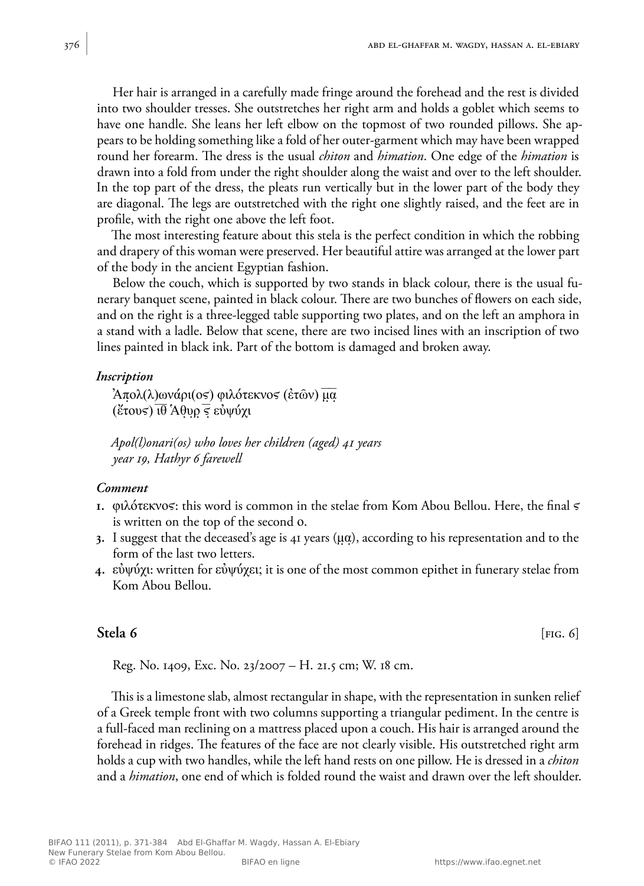Her hair is arranged in a carefully made fringe around the forehead and the rest is divided into two shoulder tresses. She outstretches her right arm and holds a goblet which seems to have one handle. She leans her left elbow on the topmost of two rounded pillows. She appears to be holding something like a fold of her outer-garment which may have been wrapped round her forearm. The dress is the usual *chiton* and *himation*. One edge of the *himation* is drawn into a fold from under the right shoulder along the waist and over to the left shoulder. In the top part of the dress, the pleats run vertically but in the lower part of the body they are diagonal. The legs are outstretched with the right one slightly raised, and the feet are in profile, with the right one above the left foot.

The most interesting feature about this stela is the perfect condition in which the robbing and drapery of this woman were preserved. Her beautiful attire was arranged at the lower part of the body in the ancient Egyptian fashion.

Below the couch, which is supported by two stands in black colour, there is the usual funerary banquet scene, painted in black colour. There are two bunches of flowers on each side, and on the right is a three-legged table supporting two plates, and on the left an amphora in a stand with a ladle. Below that scene, there are two incised lines with an inscription of two lines painted in black ink. Part of the bottom is damaged and broken away.

***Inscription***

Ἀπ̣ολ(λ)ωνάρι(ος) φιλότεκνος (ἐτῶν) μ̣α̣
(ἔτους) ιθ Ἀθυ̣ρ̣ ϛ εὐψύχι

*Apol(l)onari(os) who loves her children (aged) 41 years*
*year 19, Hathyr 6 farewell*

***Comment***

1. φιλότεκνος: this word is common in the stelae from Kom Abou Bellou. Here, the final ς is written on the top of the second o.
3. I suggest that the deceased's age is 41 years (μ̣α̣), according to his representation and to the form of the last two letters.
4. εὐψύχι: written for εὐψύχει; it is one of the most common epithet in funerary stelae from Kom Abou Bellou.

## Stela 6 [FIG. 6]

Reg. No. 1409, Exc. No. 23/2007 – H. 21.5 cm; W. 18 cm.

This is a limestone slab, almost rectangular in shape, with the representation in sunken relief of a Greek temple front with two columns supporting a triangular pediment. In the centre is a full-faced man reclining on a mattress placed upon a couch. His hair is arranged around the forehead in ridges. The features of the face are not clearly visible. His outstretched right arm holds a cup with two handles, while the left hand rests on one pillow. He is dressed in a *chiton* and a *himation*, one end of which is folded round the waist and drawn over the left shoulder.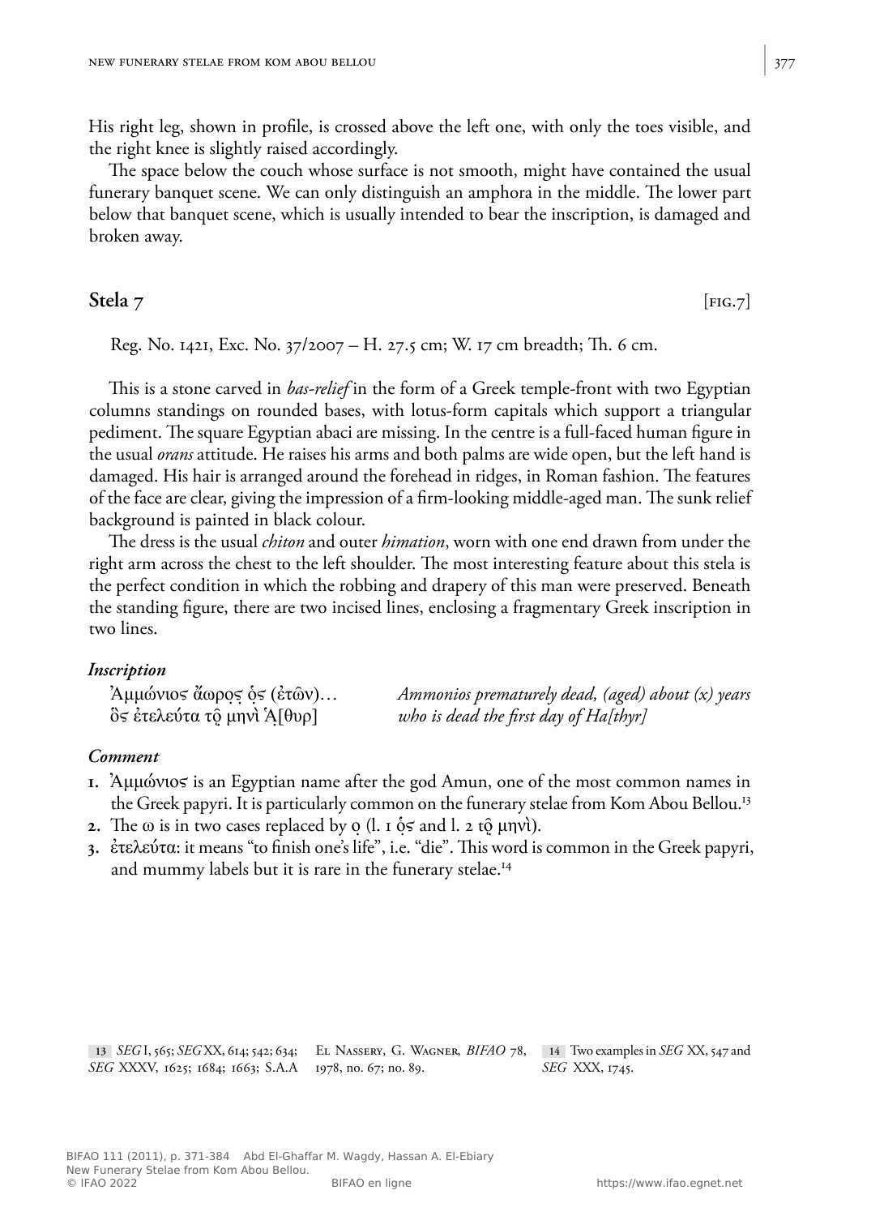His right leg, shown in profile, is crossed above the left one, with only the toes visible, and the right knee is slightly raised accordingly.

The space below the couch whose surface is not smooth, might have contained the usual funerary banquet scene. We can only distinguish an amphora in the middle. The lower part below that banquet scene, which is usually intended to bear the inscription, is damaged and broken away.

## Stela 7 [FIG.7]

Reg. No. 1421, Exc. No. 37/2007 – H. 27.5 cm; W. 17 cm breadth; Th. 6 cm.

This is a stone carved in *bas-relief* in the form of a Greek temple-front with two Egyptian columns standings on rounded bases, with lotus-form capitals which support a triangular pediment. The square Egyptian abaci are missing. In the centre is a full-faced human figure in the usual *orans* attitude. He raises his arms and both palms are wide open, but the left hand is damaged. His hair is arranged around the forehead in ridges, in Roman fashion. The features of the face are clear, giving the impression of a firm-looking middle-aged man. The sunk relief background is painted in black colour.

The dress is the usual *chiton* and outer *himation*, worn with one end drawn from under the right arm across the chest to the left shoulder. The most interesting feature about this stela is the perfect condition in which the robbing and drapery of this man were preserved. Beneath the standing figure, there are two incised lines, enclosing a fragmentary Greek inscription in two lines.

### *Inscription*

| | |
|---|---|
| Ἀμμώνιος ἄωρος ὁ͙ς (ἐτῶν)… | *Ammonios prematurely dead, (aged) about (x) years* |
| ὃς ἐτελεύτα τῷ μηνὶ Ἁ[θυρ] | *who is dead the first day of Ha[thyr]* |

### *Comment*

1. Ἀμμώνιος is an Egyptian name after the god Amun, one of the most common names in the Greek papyri. It is particularly common on the funerary stelae from Kom Abou Bellou.[13]
2. The ω is in two cases replaced by ο (l. 1 ὁ͙ς and l. 2 τῷ μηνὶ).
3. ἐτελεύτα: it means "to finish one's life", i.e. "die". This word is common in the Greek papyri, and mummy labels but it is rare in the funerary stelae.[14]

[13] *SEG* I, 565; *SEG* XX, 614; 542; 634; *SEG* XXXV, 1625; 1684; 1663; S.A.A El Nassery, G. Wagner, *BIFAO* 78, 1978, no. 67; no. 89.

[14] Two examples in *SEG* XX, 547 and *SEG* XXX, 1745.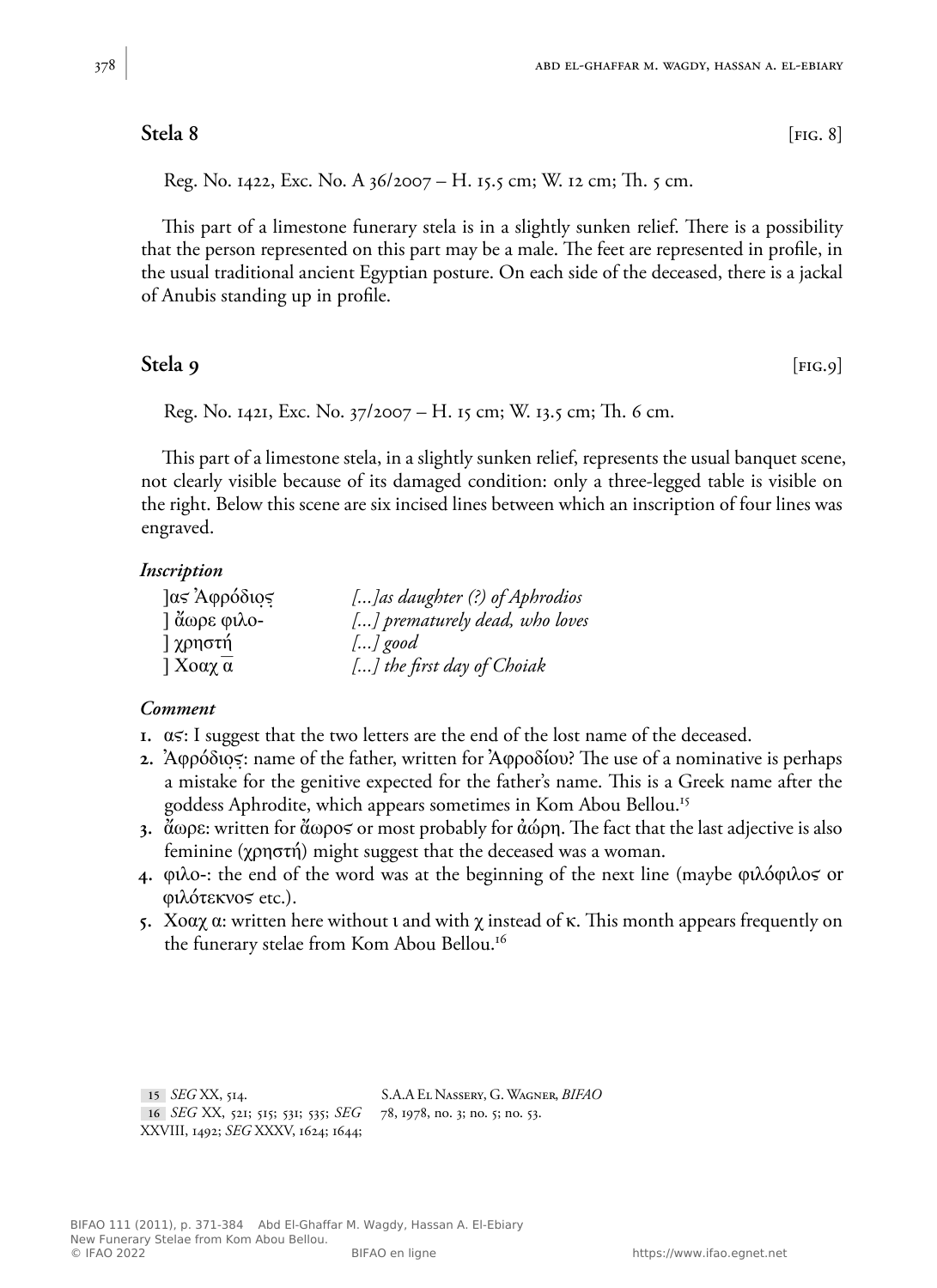## Stela 8 [fig. 8]

Reg. No. 1422, Exc. No. A 36/2007 – H. 15.5 cm; W. 12 cm; Th. 5 cm.

This part of a limestone funerary stela is in a slightly sunken relief. There is a possibility that the person represented on this part may be a male. The feet are represented in profile, in the usual traditional ancient Egyptian posture. On each side of the deceased, there is a jackal of Anubis standing up in profile.

## Stela 9 [fig.9]

Reg. No. 1421, Exc. No. 37/2007 – H. 15 cm; W. 13.5 cm; Th. 6 cm.

This part of a limestone stela, in a slightly sunken relief, represents the usual banquet scene, not clearly visible because of its damaged condition: only a three-legged table is visible on the right. Below this scene are six incised lines between which an inscription of four lines was engraved.

### *Inscription*

| | |
|---|---|
| ]ας Ἀφρόδιος̣ | *[...]as daughter (?) of Aphrodios* |
| ] ἄωρε φιλο- | *[...] prematurely dead, who loves* |
| ] χρηστή̣ | *[...] good* |
| ] Χοαχ α̅ | *[...] the first day of Choiak* |

### *Comment*

1. ας: I suggest that the two letters are the end of the lost name of the deceased.
2. Ἀφρόδιο̣ς̣: name of the father, written for Ἀφροδίου? The use of a nominative is perhaps a mistake for the genitive expected for the father's name. This is a Greek name after the goddess Aphrodite, which appears sometimes in Kom Abou Bellou.[15]
3. ἄωρε: written for ἄωρος or most probably for ἀώρη. The fact that the last adjective is also feminine (χρηστή) might suggest that the deceased was a woman.
4. φιλο-: the end of the word was at the beginning of the next line (maybe φιλόφιλος or φιλότεκνος etc.).
5. Χοαχ α: written here without ι and with χ instead of κ. This month appears frequently on the funerary stelae from Kom Abou Bellou.[16]

---

15 *SEG* XX, 514.

16 *SEG* XX, 521; 515; 531; 535; *SEG* XXVIII, 1492; *SEG* XXXV, 1624; 1644; S.A.A El Nassery, G. Wagner, *BIFAO* 78, 1978, no. 3; no. 5; no. 53.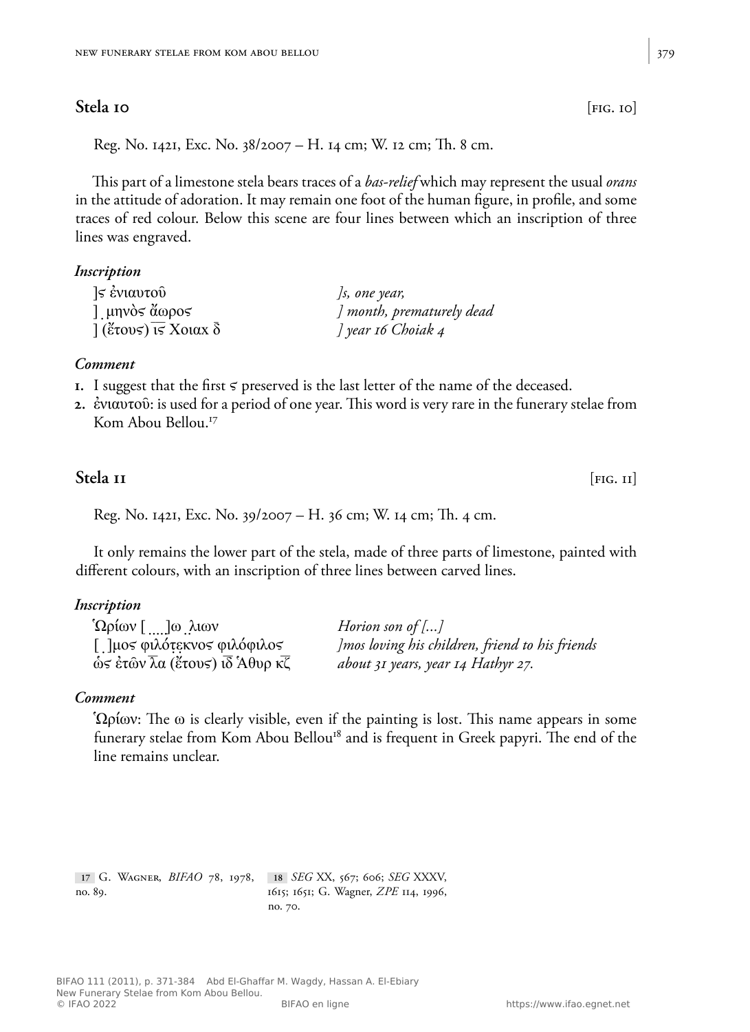## Stela 10

[fig. 10]

Reg. No. 1421, Exc. No. 38/2007 – H. 14 cm; W. 12 cm; Th. 8 cm.

This part of a limestone stela bears traces of a *bas-relief* which may represent the usual *orans* in the attitude of adoration. It may remain one foot of the human figure, in profile, and some traces of red colour. Below this scene are four lines between which an inscription of three lines was engraved.

### *Inscription*

| | |
|---|---|
| ]ς ἐνιαυτοῦ | *]s, one year,* |
| ] ̣ μηνὸς ἄωρος | *] month, prematurely dead* |
| ] (ἔτους) ις̅ Χοιαχ δ̅ | *] year 16 Choiak 4* |

### *Comment*

1. I suggest that the first ς preserved is the last letter of the name of the deceased.
2. ἐνιαυτοῦ: is used for a period of one year. This word is very rare in the funerary stelae from Kom Abou Bellou.[17]

## Stela 11

[fig. 11]

Reg. No. 1421, Exc. No. 39/2007 – H. 36 cm; W. 14 cm; Th. 4 cm.

It only remains the lower part of the stela, made of three parts of limestone, painted with different colours, with an inscription of three lines between carved lines.

### *Inscription*

| | |
|---|---|
| Ὡρίων [ ̣ ̣ ̣ ̣ ]ω ̣λιων | *Horion son of [...]* |
| [ ̣ ]μος φιλότ̣ε̣κνος φιλόφιλος | *]mos loving his children, friend to his friends* |
| ὡ̣ς ἐτῶν λ̅α̅ (ἔτους) ι̅δ̅ Ἁθυρ κ̅ζ̅ | *about 31 years, year 14 Hathyr 27.* |

### *Comment*

Ὡρίων: The ω is clearly visible, even if the painting is lost. This name appears in some funerary stelae from Kom Abou Bellou[18] and is frequent in Greek papyri. The end of the line remains unclear.

---

17 G. Wagner, *BIFAO* 78, 1978, no. 89.

18 *SEG* XX, 567; 606; *SEG* XXXV, 1615; 1651; G. Wagner, *ZPE* 114, 1996, no. 70.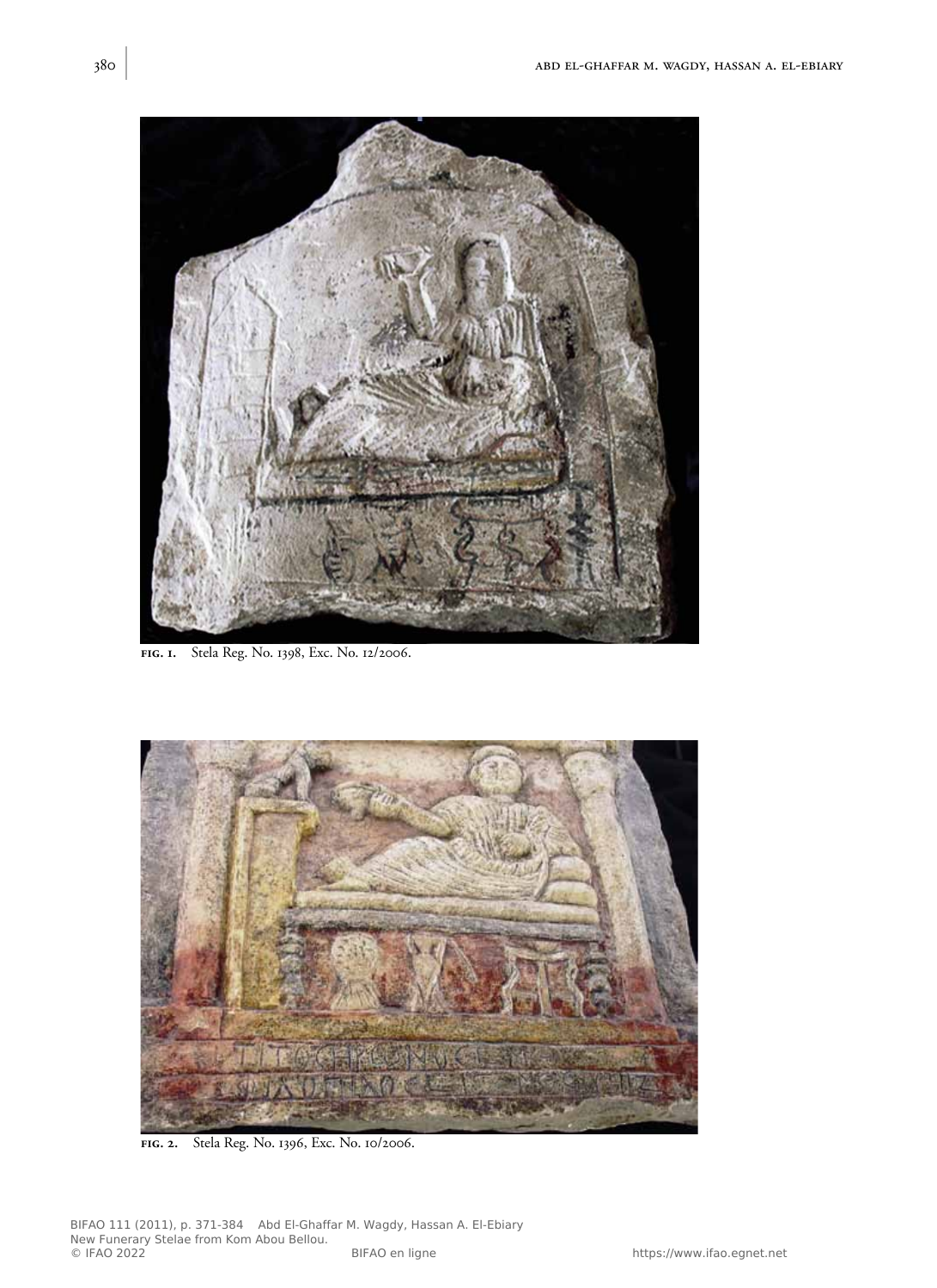**fig. 1.** Stela Reg. No. 1398, Exc. No. 12/2006.

**fig. 2.** Stela Reg. No. 1396, Exc. No. 10/2006.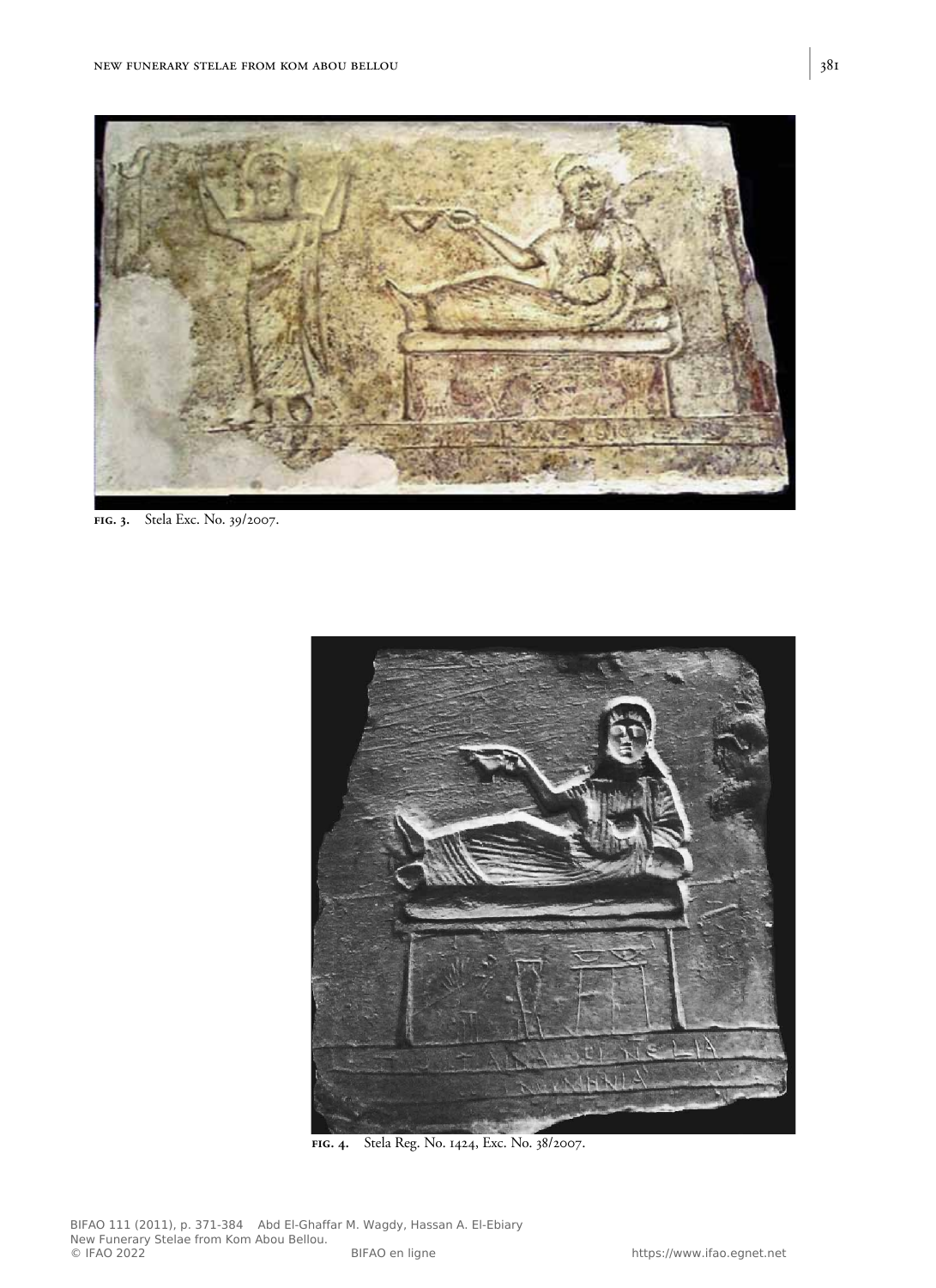**fig. 3.** Stela Exc. No. 39/2007.

**fig. 4.** Stela Reg. No. 1424, Exc. No. 38/2007.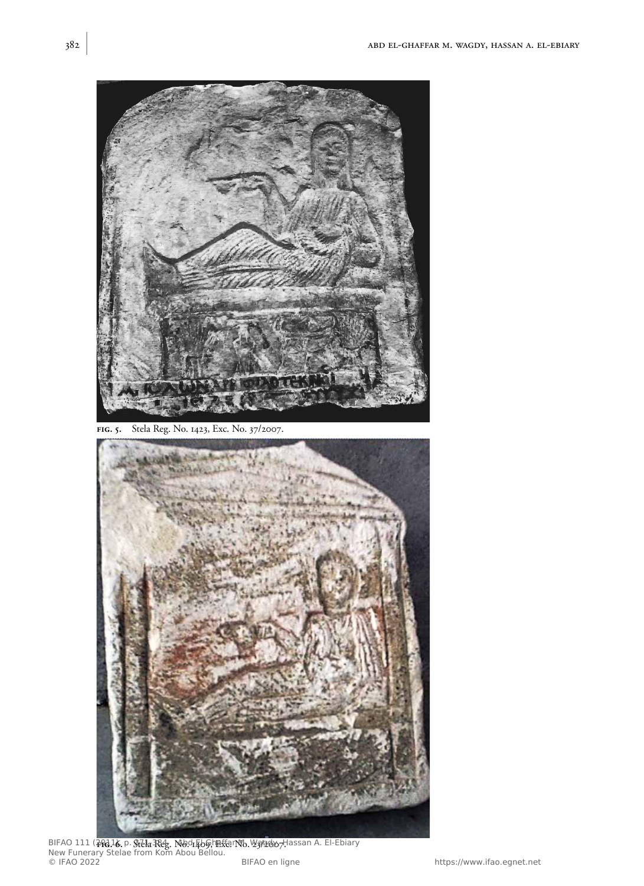**fig. 5.** Stela Reg. No. 1423, Exc. No. 37/2007.

**fig. 6.** Stela Reg. No. 1409, Exc. No. 23/2007.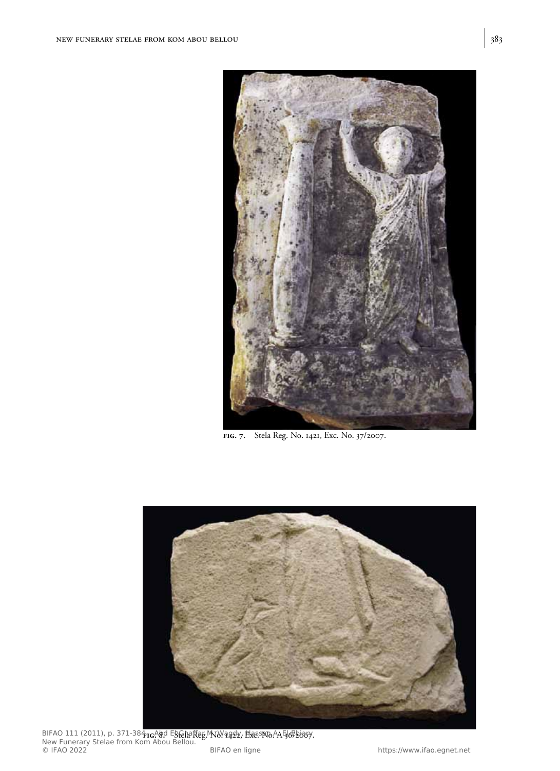**fig. 7.** Stela Reg. No. 1421, Exc. No. 37/2007.

**fig. 8.** Stela Reg. No. 1422, Exc. No. A 36/2007.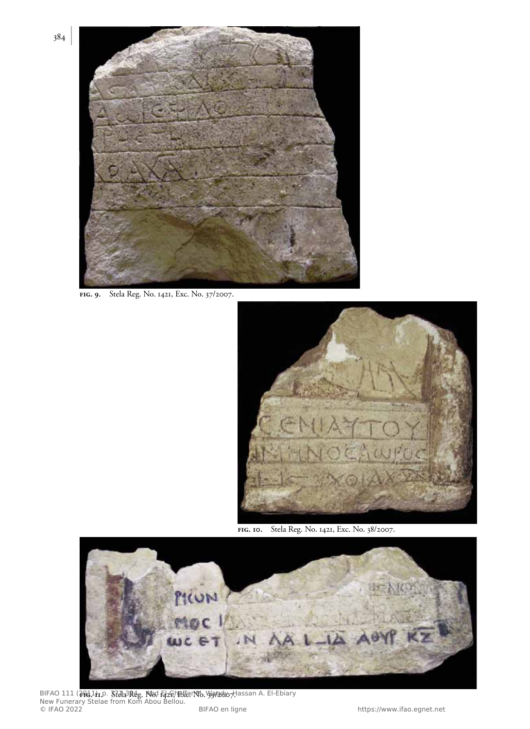**fig. 9.** Stela Reg. No. 1421, Exc. No. 37/2007.

**fig. 10.** Stela Reg. No. 1421, Exc. No. 38/2007.

**fig. 11.** Stela Reg. No. 1421, Exc. No. 39/2007.